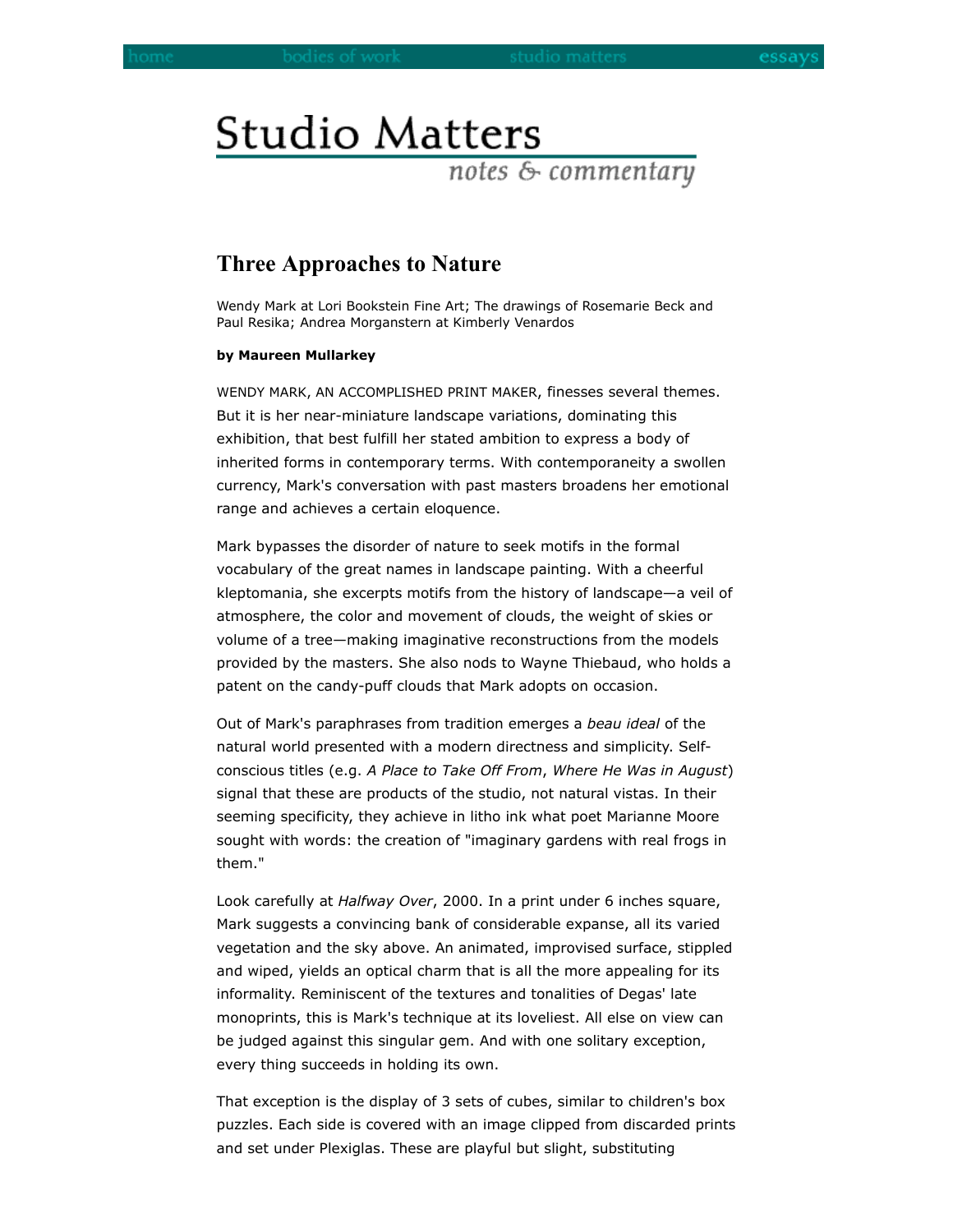# Studio Matters

*notes & commentary*

## Three Approaches to Nature

Wendy Mark at Lori Bookstein Fine Art; The drawings of Rosemarie Beck and Paul Resika; Andrea Morganstern at Kimberly Venardos

**by Maureen Mullarkey**

WENDY MARK, AN ACCOMPLISHED PRINT MAKER, finesses several themes. But it is her near-miniature landscape variations, dominating this exhibition, that best fulfill her stated ambition to express a body of inherited forms in contemporary terms. With contemporaneity a swollen currency, Mark's conversation with past masters broadens her emotional range and achieves a certain eloquence.

Mark bypasses the disorder of nature to seek motifs in the formal vocabulary of the great names in landscape painting. With a cheerful kleptomania, she excerpts motifs from the history of landscape—a veil of atmosphere, the color and movement of clouds, the weight of skies or volume of a tree—making imaginative reconstructions from the models provided by the masters. She also nods to Wayne Thiebaud, who holds a patent on the candy-puff clouds that Mark adopts on occasion.

Out of Mark's paraphrases from tradition emerges a *beau ideal* of the natural world presented with a modern directness and simplicity. Self-conscious titles (e.g. *A Place to Take Off From*, *Where He Was in August*) signal that these are products of the studio, not natural vistas. In their seeming specificity, they achieve in litho ink what poet Marianne Moore sought with words: the creation of "imaginary gardens with real frogs in them."

Look carefully at *Halfway Over*, 2000. In a print under 6 inches square, Mark suggests a convincing bank of considerable expanse, all its varied vegetation and the sky above. An animated, improvised surface, stippled and wiped, yields an optical charm that is all the more appealing for its informality. Reminiscent of the textures and tonalities of Degas' late monoprints, this is Mark's technique at its loveliest. All else on view can be judged against this singular gem. And with one solitary exception, every thing succeeds in holding its own.

That exception is the display of 3 sets of cubes, similar to children's box puzzles. Each side is covered with an image clipped from discarded prints and set under Plexiglas. These are playful but slight, substituting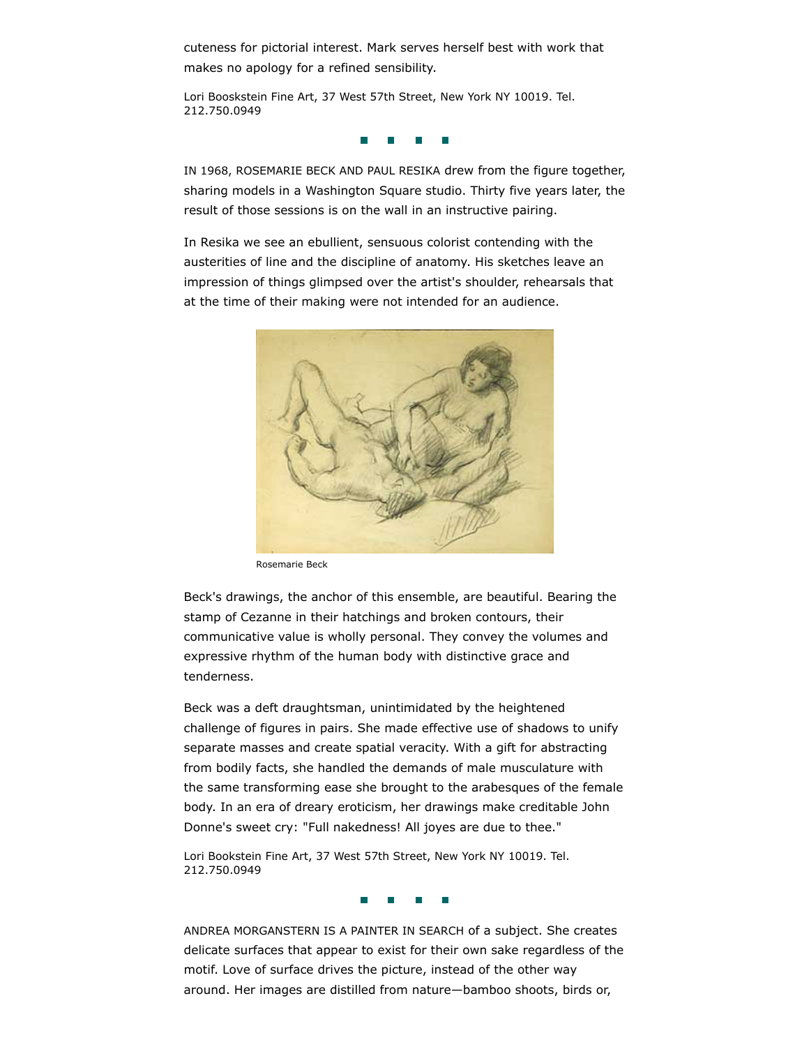cuteness for pictorial interest. Mark serves herself best with work that makes no apology for a refined sensibility.

Lori Booskstein Fine Art, 37 West 57th Street, New York NY 10019. Tel. 212.750.0949

■ ■ ■ ■

IN 1968, ROSEMARIE BECK AND PAUL RESIKA drew from the figure together, sharing models in a Washington Square studio. Thirty five years later, the result of those sessions is on the wall in an instructive pairing.

In Resika we see an ebullient, sensuous colorist contending with the austerities of line and the discipline of anatomy. His sketches leave an impression of things glimpsed over the artist's shoulder, rehearsals that at the time of their making were not intended for an audience.

Rosemarie Beck

Beck's drawings, the anchor of this ensemble, are beautiful. Bearing the stamp of Cezanne in their hatchings and broken contours, their communicative value is wholly personal. They convey the volumes and expressive rhythm of the human body with distinctive grace and tenderness.

Beck was a deft draughtsman, unintimidated by the heightened challenge of figures in pairs. She made effective use of shadows to unify separate masses and create spatial veracity. With a gift for abstracting from bodily facts, she handled the demands of male musculature with the same transforming ease she brought to the arabesques of the female body. In an era of dreary eroticism, her drawings make creditable John Donne's sweet cry: "Full nakedness! All joyes are due to thee."

Lori Bookstein Fine Art, 37 West 57th Street, New York NY 10019. Tel. 212.750.0949

■ ■ ■ ■

ANDREA MORGANSTERN IS A PAINTER IN SEARCH of a subject. She creates delicate surfaces that appear to exist for their own sake regardless of the motif. Love of surface drives the picture, instead of the other way around. Her images are distilled from nature—bamboo shoots, birds or,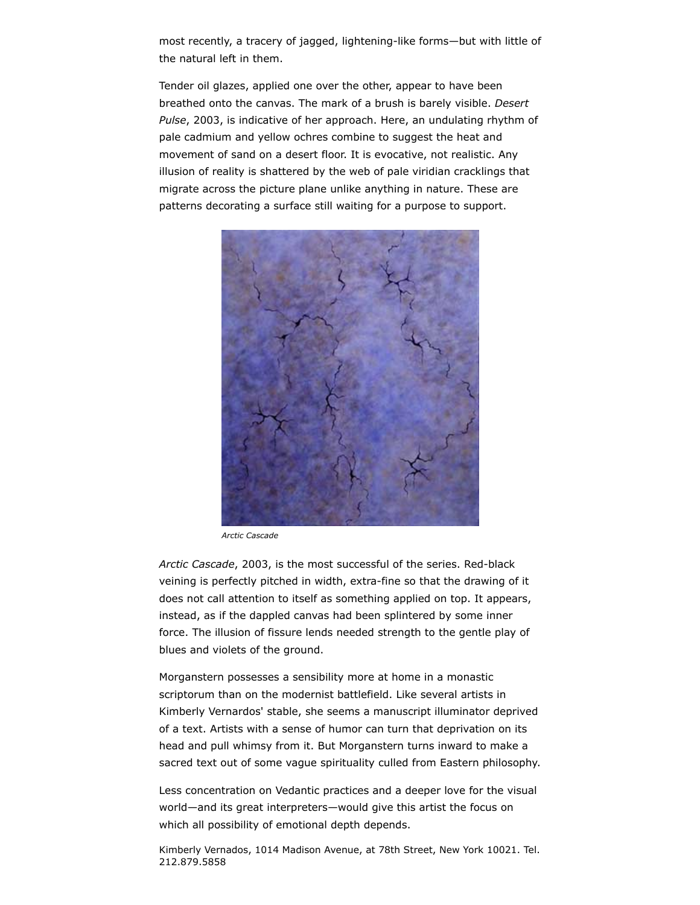most recently, a tracery of jagged, lightening-like forms—but with little of the natural left in them.

Tender oil glazes, applied one over the other, appear to have been breathed onto the canvas. The mark of a brush is barely visible. *Desert Pulse*, 2003, is indicative of her approach. Here, an undulating rhythm of pale cadmium and yellow ochres combine to suggest the heat and movement of sand on a desert floor. It is evocative, not realistic. Any illusion of reality is shattered by the web of pale viridian cracklings that migrate across the picture plane unlike anything in nature. These are patterns decorating a surface still waiting for a purpose to support.

*Arctic Cascade*

*Arctic Cascade*, 2003, is the most successful of the series. Red-black veining is perfectly pitched in width, extra-fine so that the drawing of it does not call attention to itself as something applied on top. It appears, instead, as if the dappled canvas had been splintered by some inner force. The illusion of fissure lends needed strength to the gentle play of blues and violets of the ground.

Morganstern possesses a sensibility more at home in a monastic scriptorum than on the modernist battlefield. Like several artists in Kimberly Vernardos' stable, she seems a manuscript illuminator deprived of a text. Artists with a sense of humor can turn that deprivation on its head and pull whimsy from it. But Morganstern turns inward to make a sacred text out of some vague spirituality culled from Eastern philosophy.

Less concentration on Vedantic practices and a deeper love for the visual world—and its great interpreters—would give this artist the focus on which all possibility of emotional depth depends.

Kimberly Vernados, 1014 Madison Avenue, at 78th Street, New York 10021. Tel. 212.879.5858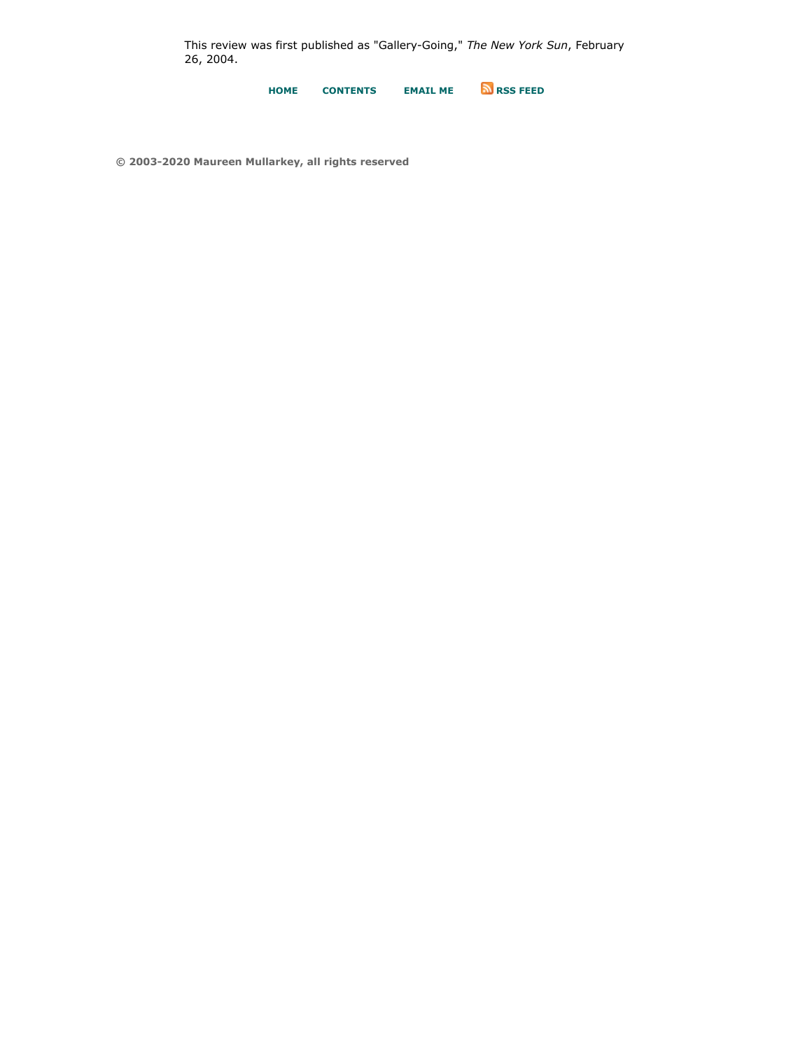This review was first published as "Gallery-Going," *The New York Sun*, February 26, 2004.

**HOME** **CONTENTS** **EMAIL ME** **RSS FEED**

**© 2003-2020 Maureen Mullarkey, all rights reserved**